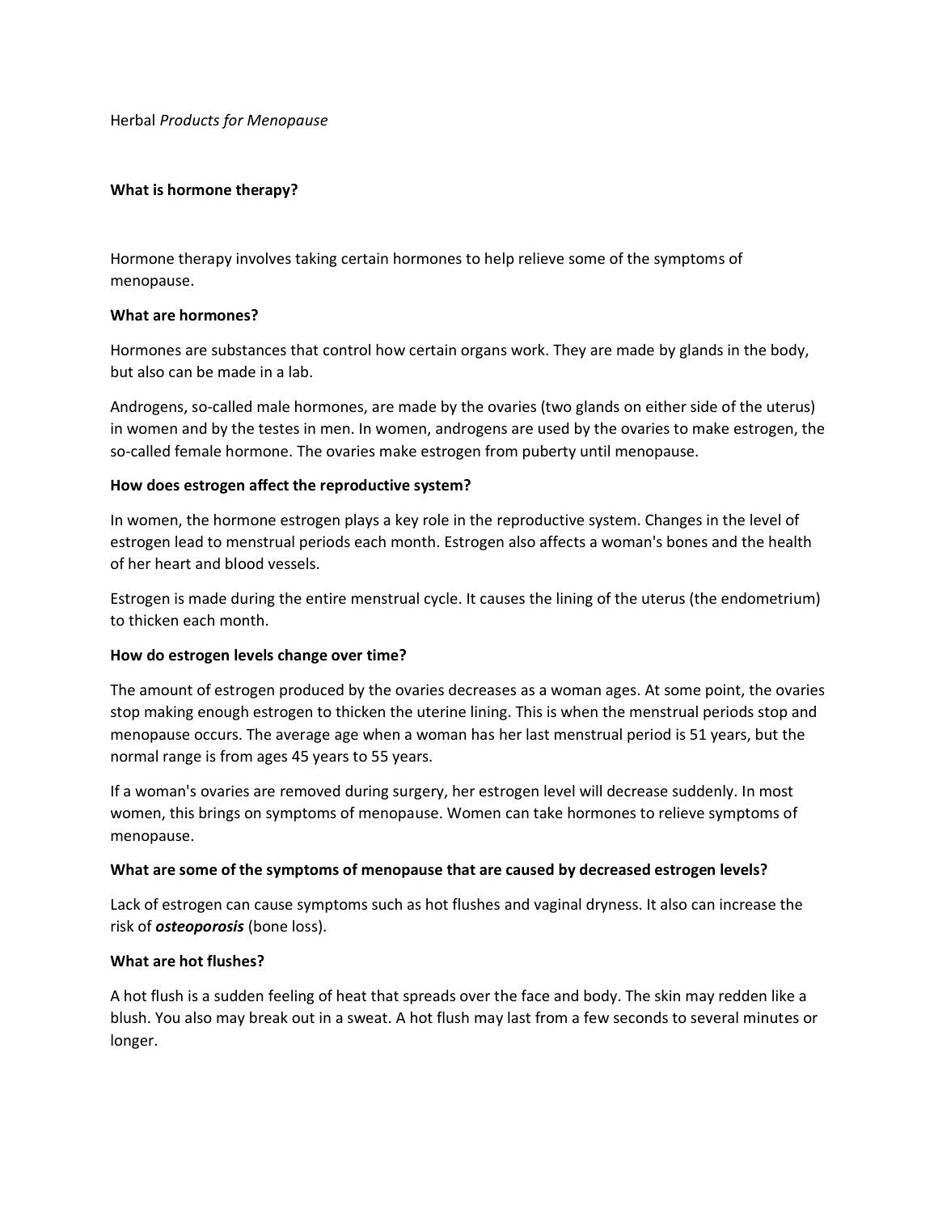Herbal *Products for Menopause*

**What is hormone therapy?**

Hormone therapy involves taking certain hormones to help relieve some of the symptoms of menopause.

**What are hormones?**

Hormones are substances that control how certain organs work. They are made by glands in the body, but also can be made in a lab.

Androgens, so-called male hormones, are made by the ovaries (two glands on either side of the uterus) in women and by the testes in men. In women, androgens are used by the ovaries to make estrogen, the so-called female hormone. The ovaries make estrogen from puberty until menopause.

**How does estrogen affect the reproductive system?**

In women, the hormone estrogen plays a key role in the reproductive system. Changes in the level of estrogen lead to menstrual periods each month. Estrogen also affects a woman's bones and the health of her heart and blood vessels.

Estrogen is made during the entire menstrual cycle. It causes the lining of the uterus (the endometrium) to thicken each month.

**How do estrogen levels change over time?**

The amount of estrogen produced by the ovaries decreases as a woman ages. At some point, the ovaries stop making enough estrogen to thicken the uterine lining. This is when the menstrual periods stop and menopause occurs. The average age when a woman has her last menstrual period is 51 years, but the normal range is from ages 45 years to 55 years.

If a woman's ovaries are removed during surgery, her estrogen level will decrease suddenly. In most women, this brings on symptoms of menopause. Women can take hormones to relieve symptoms of menopause.

**What are some of the symptoms of menopause that are caused by decreased estrogen levels?**

Lack of estrogen can cause symptoms such as hot flushes and vaginal dryness. It also can increase the risk of ***osteoporosis*** (bone loss).

**What are hot flushes?**

A hot flush is a sudden feeling of heat that spreads over the face and body. The skin may redden like a blush. You also may break out in a sweat. A hot flush may last from a few seconds to several minutes or longer.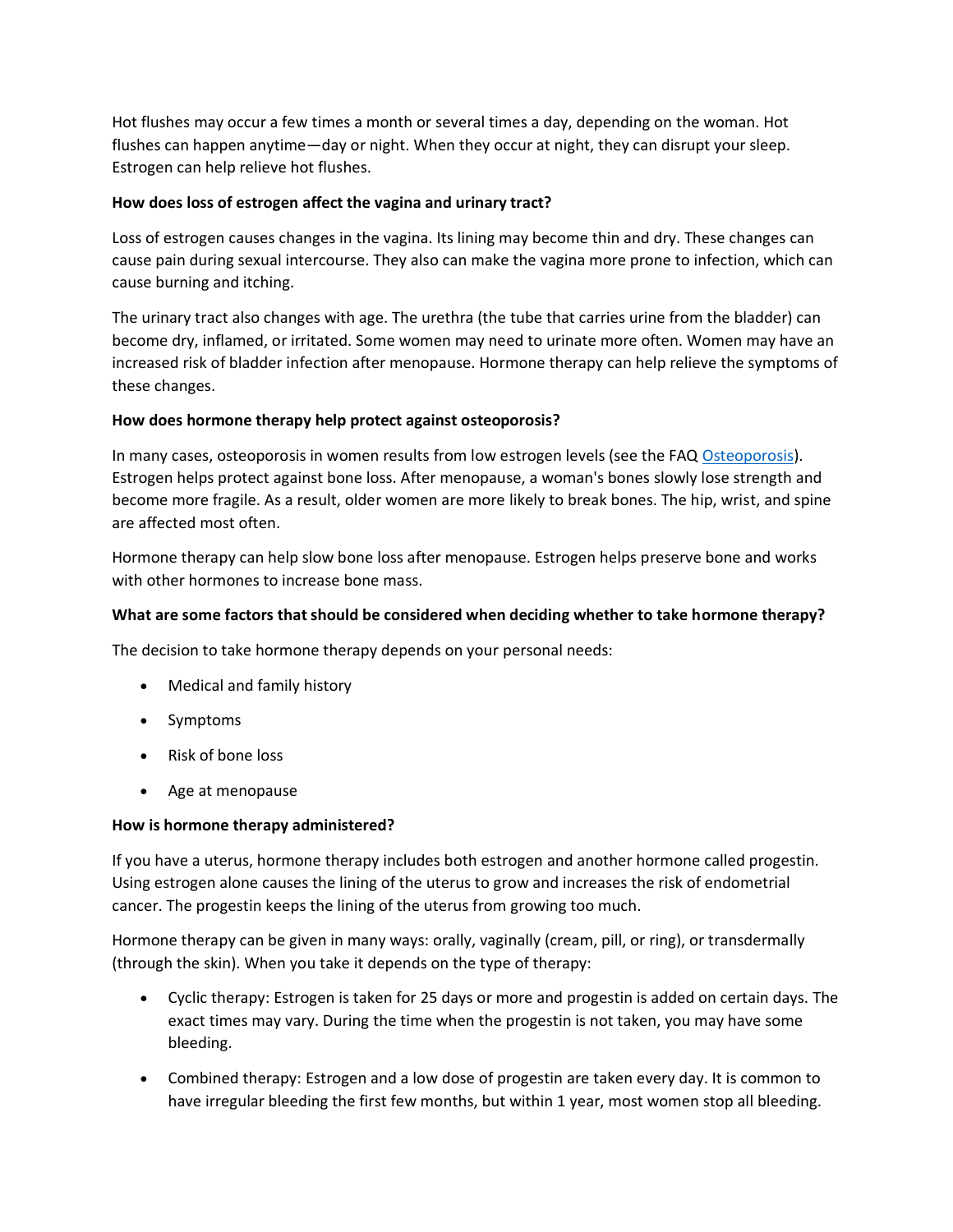Hot flushes may occur a few times a month or several times a day, depending on the woman. Hot flushes can happen anytime—day or night. When they occur at night, they can disrupt your sleep. Estrogen can help relieve hot flushes.

**How does loss of estrogen affect the vagina and urinary tract?**

Loss of estrogen causes changes in the vagina. Its lining may become thin and dry. These changes can cause pain during sexual intercourse. They also can make the vagina more prone to infection, which can cause burning and itching.

The urinary tract also changes with age. The urethra (the tube that carries urine from the bladder) can become dry, inflamed, or irritated. Some women may need to urinate more often. Women may have an increased risk of bladder infection after menopause. Hormone therapy can help relieve the symptoms of these changes.

**How does hormone therapy help protect against osteoporosis?**

In many cases, osteoporosis in women results from low estrogen levels (see the FAQ Osteoporosis). Estrogen helps protect against bone loss. After menopause, a woman's bones slowly lose strength and become more fragile. As a result, older women are more likely to break bones. The hip, wrist, and spine are affected most often.

Hormone therapy can help slow bone loss after menopause. Estrogen helps preserve bone and works with other hormones to increase bone mass.

**What are some factors that should be considered when deciding whether to take hormone therapy?**

The decision to take hormone therapy depends on your personal needs:

- Medical and family history
- Symptoms
- Risk of bone loss
- Age at menopause

**How is hormone therapy administered?**

If you have a uterus, hormone therapy includes both estrogen and another hormone called progestin. Using estrogen alone causes the lining of the uterus to grow and increases the risk of endometrial cancer. The progestin keeps the lining of the uterus from growing too much.

Hormone therapy can be given in many ways: orally, vaginally (cream, pill, or ring), or transdermally (through the skin). When you take it depends on the type of therapy:

- Cyclic therapy: Estrogen is taken for 25 days or more and progestin is added on certain days. The exact times may vary. During the time when the progestin is not taken, you may have some bleeding.
- Combined therapy: Estrogen and a low dose of progestin are taken every day. It is common to have irregular bleeding the first few months, but within 1 year, most women stop all bleeding.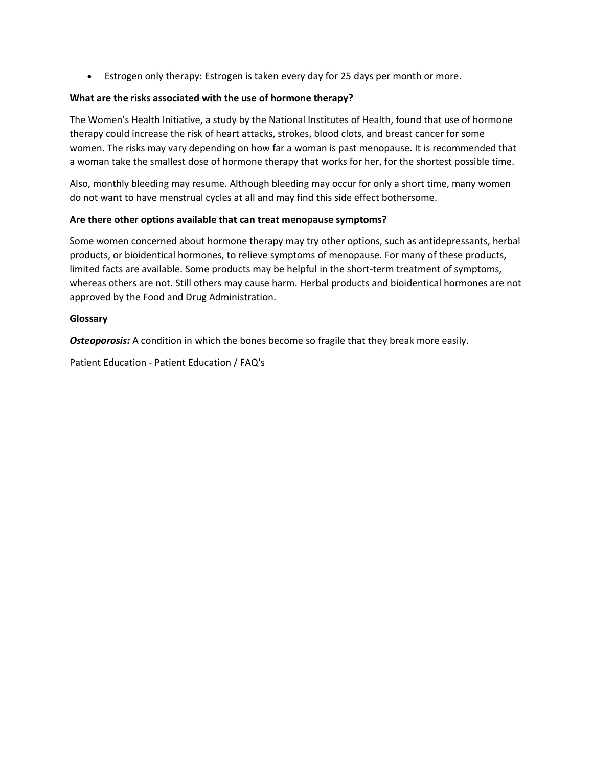- Estrogen only therapy: Estrogen is taken every day for 25 days per month or more.

**What are the risks associated with the use of hormone therapy?**

The Women's Health Initiative, a study by the National Institutes of Health, found that use of hormone therapy could increase the risk of heart attacks, strokes, blood clots, and breast cancer for some women. The risks may vary depending on how far a woman is past menopause. It is recommended that a woman take the smallest dose of hormone therapy that works for her, for the shortest possible time.

Also, monthly bleeding may resume. Although bleeding may occur for only a short time, many women do not want to have menstrual cycles at all and may find this side effect bothersome.

**Are there other options available that can treat menopause symptoms?**

Some women concerned about hormone therapy may try other options, such as antidepressants, herbal products, or bioidentical hormones, to relieve symptoms of menopause. For many of these products, limited facts are available. Some products may be helpful in the short-term treatment of symptoms, whereas others are not. Still others may cause harm. Herbal products and bioidentical hormones are not approved by the Food and Drug Administration.

**Glossary**

***Osteoporosis:*** A condition in which the bones become so fragile that they break more easily.

Patient Education - Patient Education / FAQ's